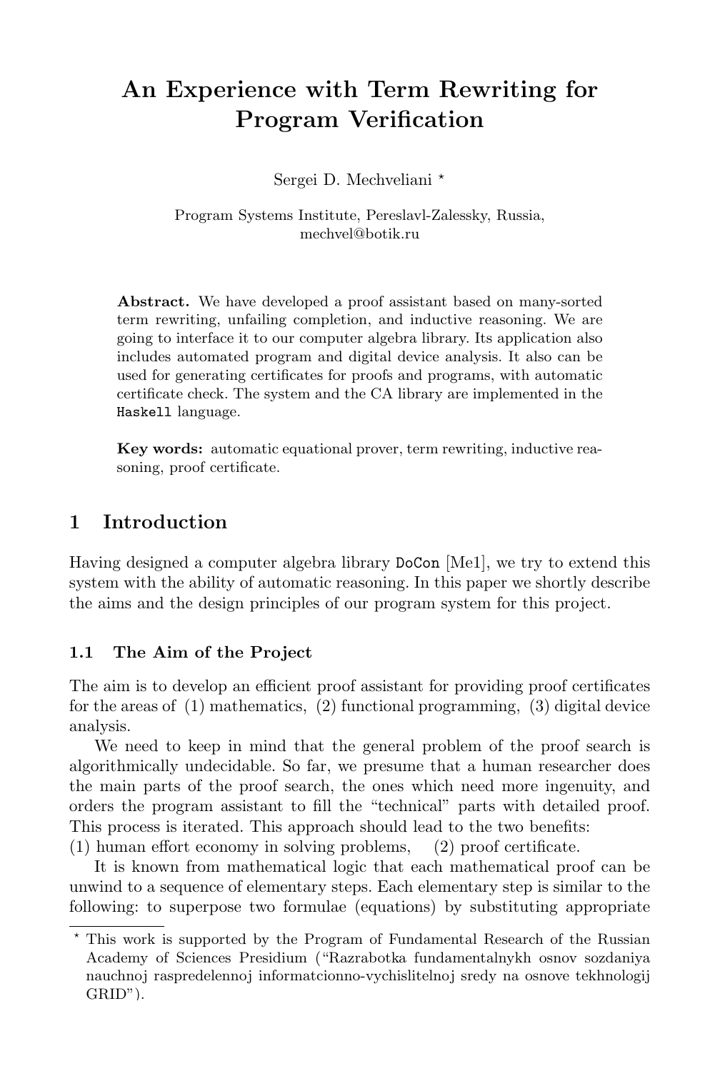# An Experience with Term Rewriting for Program Verification

Sergei D. Mechveliani *

Program Systems Institute, Pereslavl-Zalessky, Russia,
mechvel@botik.ru

**Abstract.** We have developed a proof assistant based on many-sorted term rewriting, unfailing completion, and inductive reasoning. We are going to interface it to our computer algebra library. Its application also includes automated program and digital device analysis. It also can be used for generating certificates for proofs and programs, with automatic certificate check. The system and the CA library are implemented in the `Haskell` language.

**Key words:** automatic equational prover, term rewriting, inductive reasoning, proof certificate.

## 1 Introduction

Having designed a computer algebra library `DoCon` [Me1], we try to extend this system with the ability of automatic reasoning. In this paper we shortly describe the aims and the design principles of our program system for this project.

### 1.1 The Aim of the Project

The aim is to develop an efficient proof assistant for providing proof certificates for the areas of (1) mathematics, (2) functional programming, (3) digital device analysis.

We need to keep in mind that the general problem of the proof search is algorithmically undecidable. So far, we presume that a human researcher does the main parts of the proof search, the ones which need more ingenuity, and orders the program assistant to fill the "technical" parts with detailed proof. This process is iterated. This approach should lead to the two benefits:
(1) human effort economy in solving problems, (2) proof certificate.

It is known from mathematical logic that each mathematical proof can be unwind to a sequence of elementary steps. Each elementary step is similar to the following: to superpose two formulae (equations) by substituting appropriate

---

* This work is supported by the Program of Fundamental Research of the Russian Academy of Sciences Presidium ("Razrabotka fundamentalnykh osnov sozdaniya nauchnoj raspredelennoj informatcionno-vychislitelnoj sredy na osnove tekhnologij GRID").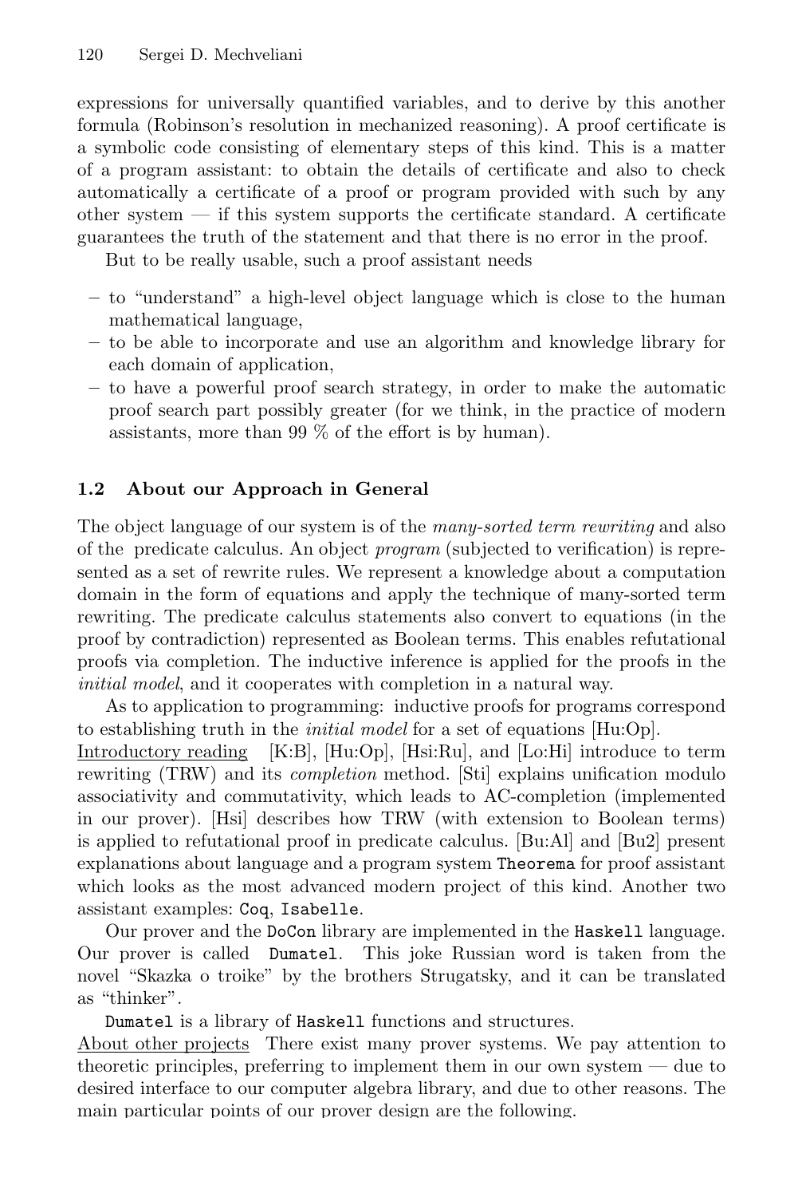expressions for universally quantified variables, and to derive by this another formula (Robinson's resolution in mechanized reasoning). A proof certificate is a symbolic code consisting of elementary steps of this kind. This is a matter of a program assistant: to obtain the details of certificate and also to check automatically a certificate of a proof or program provided with such by any other system — if this system supports the certificate standard. A certificate guarantees the truth of the statement and that there is no error in the proof.

But to be really usable, such a proof assistant needs

- to "understand" a high-level object language which is close to the human mathematical language,
- to be able to incorporate and use an algorithm and knowledge library for each domain of application,
- to have a powerful proof search strategy, in order to make the automatic proof search part possibly greater (for we think, in the practice of modern assistants, more than 99 % of the effort is by human).

### 1.2 About our Approach in General

The object language of our system is of the *many-sorted term rewriting* and also of the predicate calculus. An object *program* (subjected to verification) is represented as a set of rewrite rules. We represent a knowledge about a computation domain in the form of equations and apply the technique of many-sorted term rewriting. The predicate calculus statements also convert to equations (in the proof by contradiction) represented as Boolean terms. This enables refutational proofs via completion. The inductive inference is applied for the proofs in the *initial model*, and it cooperates with completion in a natural way.

As to application to programming: inductive proofs for programs correspond to establishing truth in the *initial model* for a set of equations [Hu:Op].

<u>Introductory reading</u> [K:B], [Hu:Op], [Hsi:Ru], and [Lo:Hi] introduce to term rewriting (TRW) and its *completion* method. [Sti] explains unification modulo associativity and commutativity, which leads to AC-completion (implemented in our prover). [Hsi] describes how TRW (with extension to Boolean terms) is applied to refutational proof in predicate calculus. [Bu:Al] and [Bu2] present explanations about language and a program system `Theorema` for proof assistant which looks as the most advanced modern project of this kind. Another two assistant examples: `Coq`, `Isabelle`.

Our prover and the `DoCon` library are implemented in the `Haskell` language. Our prover is called `Dumatel`. This joke Russian word is taken from the novel "Skazka o troike" by the brothers Strugatsky, and it can be translated as "thinker".

`Dumatel` is a library of `Haskell` functions and structures.

<u>About other projects</u> There exist many prover systems. We pay attention to theoretic principles, preferring to implement them in our own system — due to desired interface to our computer algebra library, and due to other reasons. The main particular points of our prover design are the following.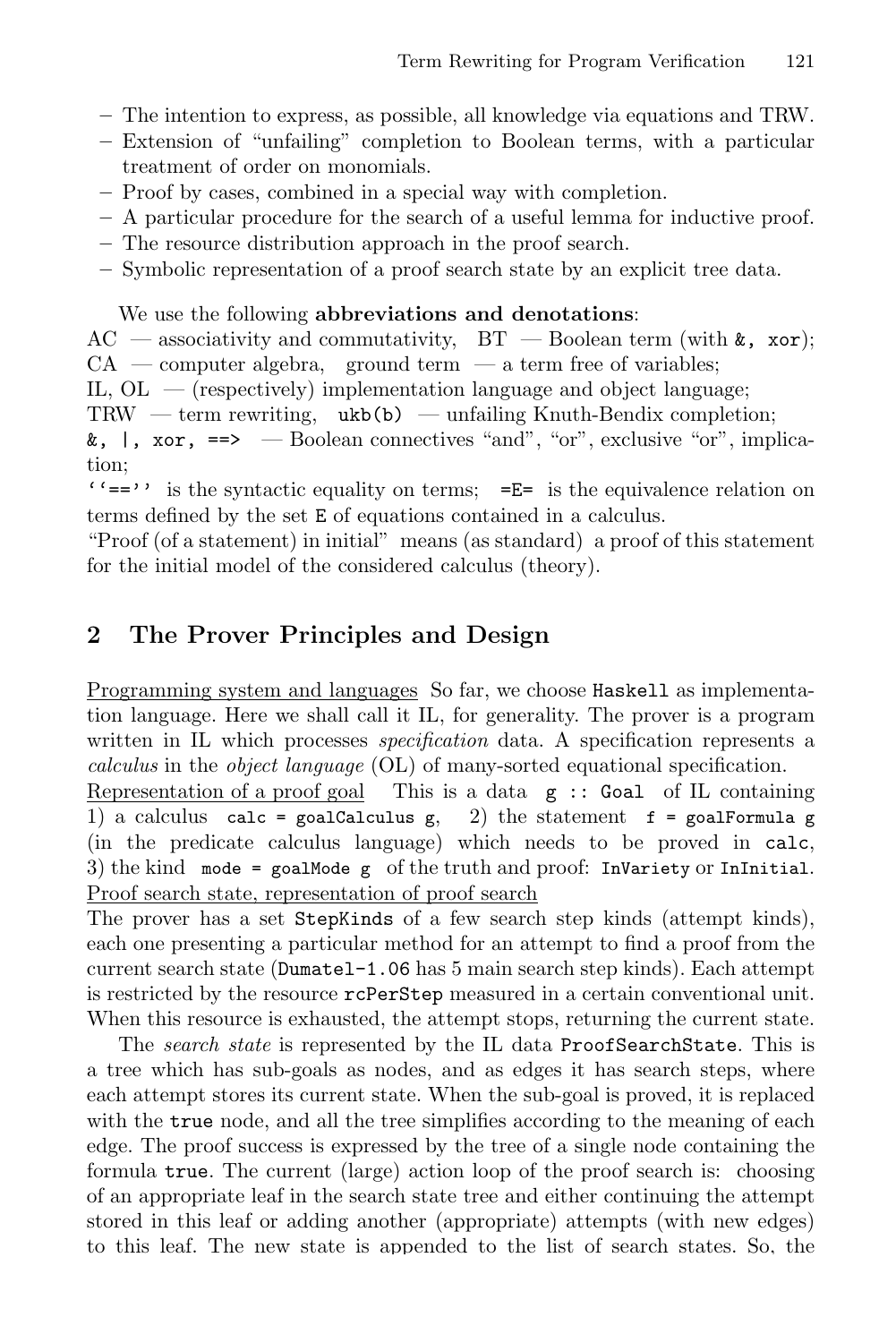- The intention to express, as possible, all knowledge via equations and TRW.
- Extension of "unfailing" completion to Boolean terms, with a particular treatment of order on monomials.
- Proof by cases, combined in a special way with completion.
- A particular procedure for the search of a useful lemma for inductive proof.
- The resource distribution approach in the proof search.
- Symbolic representation of a proof search state by an explicit tree data.

We use the following **abbreviations and denotations**:
AC — associativity and commutativity, BT — Boolean term (with `&, xor`);
CA — computer algebra, ground term — a term free of variables;
IL, OL — (respectively) implementation language and object language;
TRW — term rewriting, `ukb(b)` — unfailing Knuth-Bendix completion;
`&, |, xor, ==>` — Boolean connectives "and", "or", exclusive "or", implication;
`''==''` is the syntactic equality on terms; `=E=` is the equivalence relation on terms defined by the set `E` of equations contained in a calculus.
"Proof (of a statement) in initial" means (as standard) a proof of this statement for the initial model of the considered calculus (theory).

## 2 The Prover Principles and Design

<u>Programming system and languages</u> So far, we choose `Haskell` as implementation language. Here we shall call it IL, for generality. The prover is a program written in IL which processes *specification* data. A specification represents a *calculus* in the *object language* (OL) of many-sorted equational specification.
<u>Representation of a proof goal</u> This is a data `g :: Goal` of IL containing 1) a calculus `calc = goalCalculus g`, 2) the statement `f = goalFormula g` (in the predicate calculus language) which needs to be proved in `calc`, 3) the kind `mode = goalMode g` of the truth and proof: `InVariety` or `InInitial`.
<u>Proof search state, representation of proof search</u>
The prover has a set `StepKinds` of a few search step kinds (attempt kinds), each one presenting a particular method for an attempt to find a proof from the current search state (`Dumatel-1.06` has 5 main search step kinds). Each attempt is restricted by the resource `rcPerStep` measured in a certain conventional unit. When this resource is exhausted, the attempt stops, returning the current state.

The *search state* is represented by the IL data `ProofSearchState`. This is a tree which has sub-goals as nodes, and as edges it has search steps, where each attempt stores its current state. When the sub-goal is proved, it is replaced with the `true` node, and all the tree simplifies according to the meaning of each edge. The proof success is expressed by the tree of a single node containing the formula `true`. The current (large) action loop of the proof search is: choosing of an appropriate leaf in the search state tree and either continuing the attempt stored in this leaf or adding another (appropriate) attempts (with new edges) to this leaf. The new state is appended to the list of search states. So, the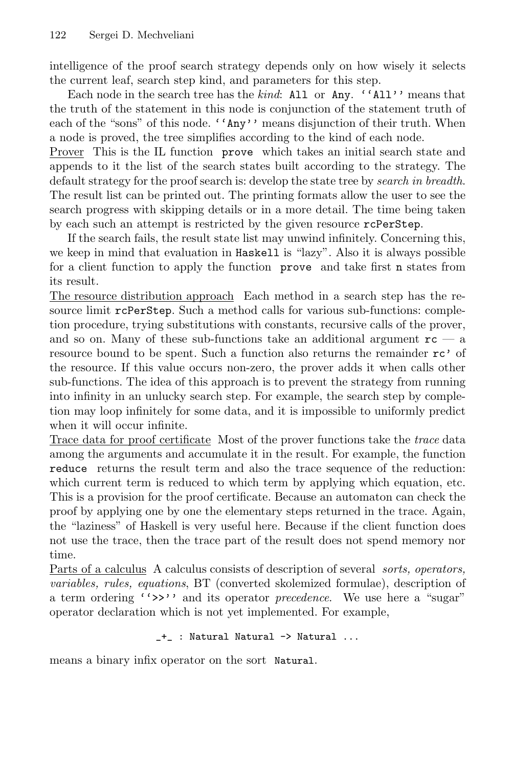intelligence of the proof search strategy depends only on how wisely it selects the current leaf, search step kind, and parameters for this step.

Each node in the search tree has the *kind*: `All` or `Any`. ``All'' means that the truth of the statement in this node is conjunction of the statement truth of each of the "sons" of this node. ``Any'' means disjunction of their truth. When a node is proved, the tree simplifies according to the kind of each node.

Prover This is the IL function `prove` which takes an initial search state and appends to it the list of the search states built according to the strategy. The default strategy for the proof search is: develop the state tree by *search in breadth*. The result list can be printed out. The printing formats allow the user to see the search progress with skipping details or in a more detail. The time being taken by each such an attempt is restricted by the given resource `rcPerStep`.

If the search fails, the result state list may unwind infinitely. Concerning this, we keep in mind that evaluation in `Haskell` is "lazy". Also it is always possible for a client function to apply the function `prove` and take first `n` states from its result.

The resource distribution approach Each method in a search step has the resource limit `rcPerStep`. Such a method calls for various sub-functions: completion procedure, trying substitutions with constants, recursive calls of the prover, and so on. Many of these sub-functions take an additional argument `rc` — a resource bound to be spent. Such a function also returns the remainder `rc'` of the resource. If this value occurs non-zero, the prover adds it when calls other sub-functions. The idea of this approach is to prevent the strategy from running into infinity in an unlucky search step. For example, the search step by completion may loop infinitely for some data, and it is impossible to uniformly predict when it will occur infinite.

Trace data for proof certificate Most of the prover functions take the *trace* data among the arguments and accumulate it in the result. For example, the function `reduce` returns the result term and also the trace sequence of the reduction: which current term is reduced to which term by applying which equation, etc. This is a provision for the proof certificate. Because an automaton can check the proof by applying one by one the elementary steps returned in the trace. Again, the "laziness" of Haskell is very useful here. Because if the client function does not use the trace, then the trace part of the result does not spend memory nor time.

Parts of a calculus A calculus consists of description of several *sorts, operators, variables, rules, equations*, BT (converted skolemized formulae), description of a term ordering ``>>'' and its operator *precedence*. We use here a "sugar" operator declaration which is not yet implemented. For example,

```
_+_ : Natural Natural -> Natural ...
```

means a binary infix operator on the sort `Natural`.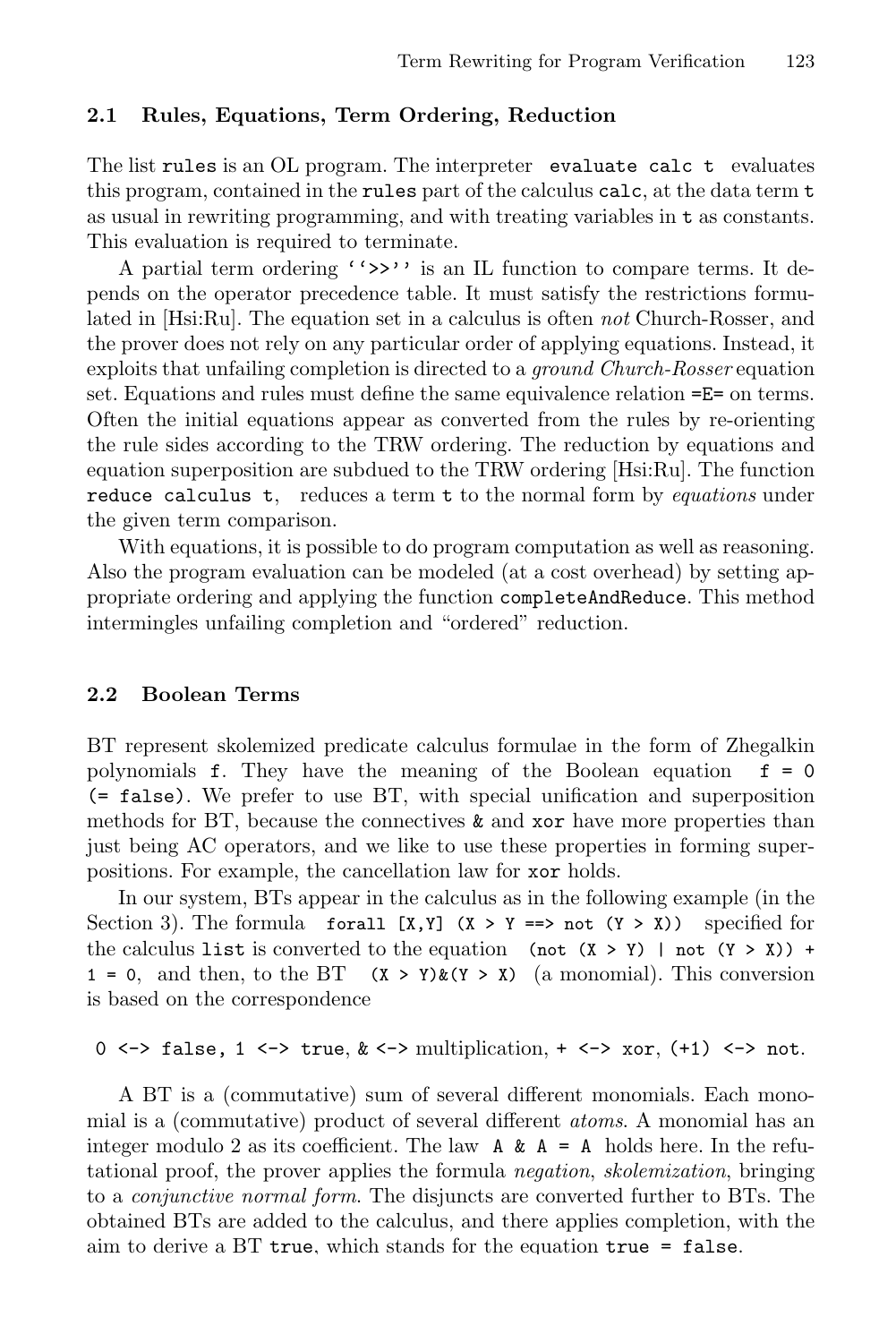### 2.1 Rules, Equations, Term Ordering, Reduction

The list `rules` is an OL program. The interpreter `evaluate calc t` evaluates this program, contained in the `rules` part of the calculus `calc`, at the data term `t` as usual in rewriting programming, and with treating variables in `t` as constants. This evaluation is required to terminate.

A partial term ordering `''>>''` is an IL function to compare terms. It depends on the operator precedence table. It must satisfy the restrictions formulated in [Hsi:Ru]. The equation set in a calculus is often *not* Church-Rosser, and the prover does not rely on any particular order of applying equations. Instead, it exploits that unfailing completion is directed to a *ground Church-Rosser* equation set. Equations and rules must define the same equivalence relation `=E=` on terms. Often the initial equations appear as converted from the rules by re-orienting the rule sides according to the TRW ordering. The reduction by equations and equation superposition are subdued to the TRW ordering [Hsi:Ru]. The function `reduce calculus t`, reduces a term `t` to the normal form by *equations* under the given term comparison.

With equations, it is possible to do program computation as well as reasoning. Also the program evaluation can be modeled (at a cost overhead) by setting appropriate ordering and applying the function `completeAndReduce`. This method intermingles unfailing completion and "ordered" reduction.

### 2.2 Boolean Terms

BT represent skolemized predicate calculus formulae in the form of Zhegalkin polynomials `f`. They have the meaning of the Boolean equation `f = 0 (= false)`. We prefer to use BT, with special unification and superposition methods for BT, because the connectives `&` and `xor` have more properties than just being AC operators, and we like to use these properties in forming superpositions. For example, the cancellation law for `xor` holds.

In our system, BTs appear in the calculus as in the following example (in the Section 3). The formula `forall [X,Y] (X > Y ==> not (Y > X))` specified for the calculus `list` is converted to the equation `(not (X > Y) | not (Y > X)) + 1 = 0`, and then, to the BT `(X > Y)&(Y > X)` (a monomial). This conversion is based on the correspondence

`0 <-> false`, `1 <-> true`, `& <->` multiplication, `+ <-> xor`, `(+1) <-> not`.

A BT is a (commutative) sum of several different monomials. Each monomial is a (commutative) product of several different *atoms*. A monomial has an integer modulo 2 as its coefficient. The law `A & A = A` holds here. In the refutational proof, the prover applies the formula *negation*, *skolemization*, bringing to a *conjunctive normal form*. The disjuncts are converted further to BTs. The obtained BTs are added to the calculus, and there applies completion, with the aim to derive a BT `true`, which stands for the equation `true = false`.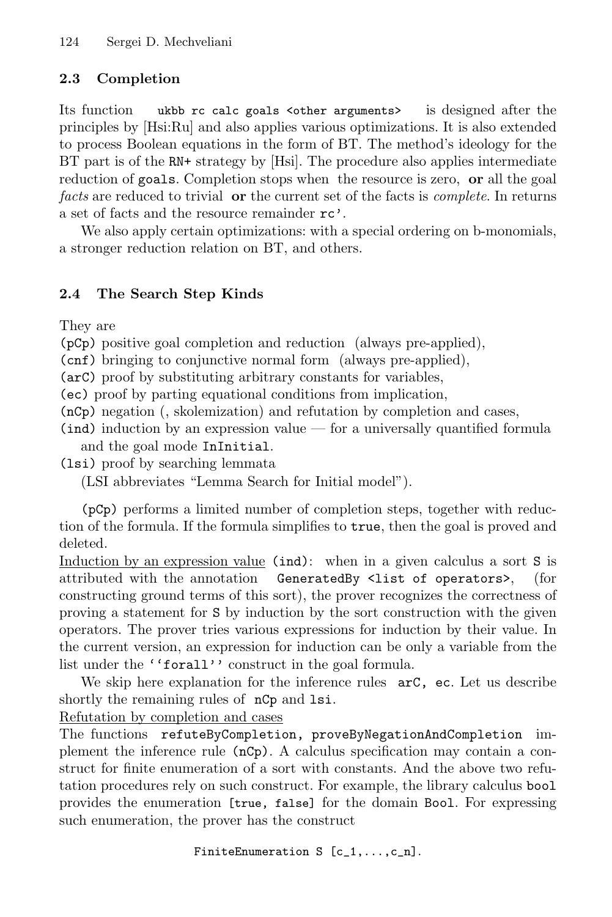### 2.3 Completion

Its function `ukbb rc calc goals <other arguments>` is designed after the principles by [Hsi:Ru] and also applies various optimizations. It is also extended to process Boolean equations in the form of BT. The method's ideology for the BT part is of the `RN+` strategy by [Hsi]. The procedure also applies intermediate reduction of `goals`. Completion stops when the resource is zero, **or** all the goal *facts* are reduced to trivial **or** the current set of the facts is *complete*. In returns a set of facts and the resource remainder `rc'`.

We also apply certain optimizations: with a special ordering on b-monomials, a stronger reduction relation on BT, and others.

### 2.4 The Search Step Kinds

They are

`(pCp)` positive goal completion and reduction (always pre-applied),
`(cnf)` bringing to conjunctive normal form (always pre-applied),
`(arC)` proof by substituting arbitrary constants for variables,
`(ec)` proof by parting equational conditions from implication,
`(nCp)` negation (, skolemization) and refutation by completion and cases,
`(ind)` induction by an expression value — for a universally quantified formula and the goal mode `InInitial`.
`(lsi)` proof by searching lemmata
(LSI abbreviates "Lemma Search for Initial model").

`(pCp)` performs a limited number of completion steps, together with reduction of the formula. If the formula simplifies to `true`, then the goal is proved and deleted.

Induction by an expression value `(ind)`: when in a given calculus a sort `S` is attributed with the annotation `GeneratedBy <list of operators>`, (for constructing ground terms of this sort), the prover recognizes the correctness of proving a statement for `S` by induction by the sort construction with the given operators. The prover tries various expressions for induction by their value. In the current version, an expression for induction can be only a variable from the list under the `''forall''` construct in the goal formula.

We skip here explanation for the inference rules `arC, ec`. Let us describe shortly the remaining rules of `nCp` and `lsi`.

Refutation by completion and cases

The functions `refuteByCompletion, proveByNegationAndCompletion` implement the inference rule `(nCp)`. A calculus specification may contain a construct for finite enumeration of a sort with constants. And the above two refutation procedures rely on such construct. For example, the library calculus `bool` provides the enumeration `[true, false]` for the domain `Bool`. For expressing such enumeration, the prover has the construct

```
FiniteEnumeration S [c_1,...,c_n].
```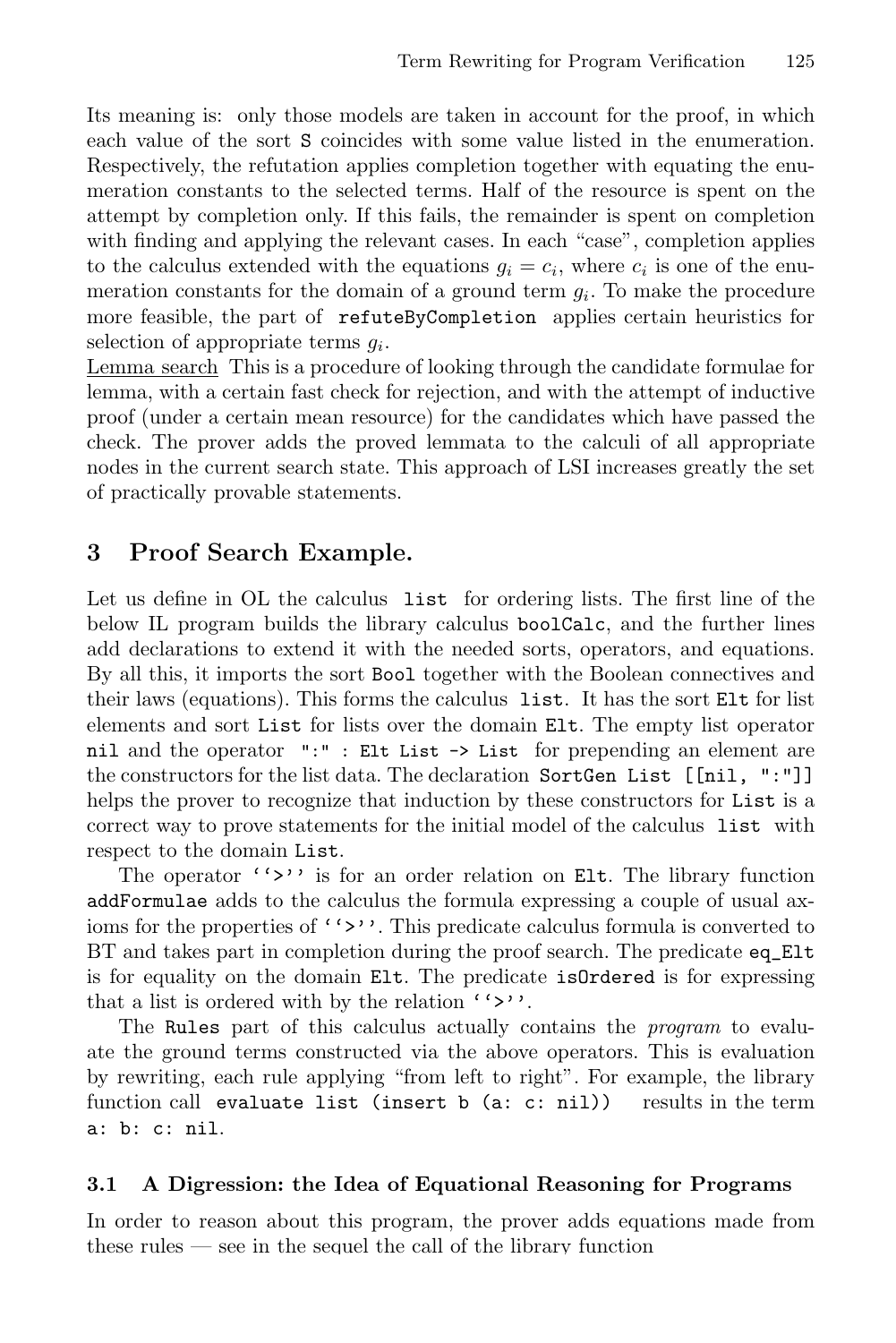Its meaning is: only those models are taken in account for the proof, in which each value of the sort `S` coincides with some value listed in the enumeration. Respectively, the refutation applies completion together with equating the enumeration constants to the selected terms. Half of the resource is spent on the attempt by completion only. If this fails, the remainder is spent on completion with finding and applying the relevant cases. In each "case", completion applies to the calculus extended with the equations $g_i = c_i$, where $c_i$ is one of the enumeration constants for the domain of a ground term $g_i$. To make the procedure more feasible, the part of `refuteByCompletion` applies certain heuristics for selection of appropriate terms $g_i$.

Lemma search This is a procedure of looking through the candidate formulae for lemma, with a certain fast check for rejection, and with the attempt of inductive proof (under a certain mean resource) for the candidates which have passed the check. The prover adds the proved lemmata to the calculi of all appropriate nodes in the current search state. This approach of LSI increases greatly the set of practically provable statements.

## 3 Proof Search Example.

Let us define in OL the calculus `list` for ordering lists. The first line of the below IL program builds the library calculus `boolCalc`, and the further lines add declarations to extend it with the needed sorts, operators, and equations. By all this, it imports the sort `Bool` together with the Boolean connectives and their laws (equations). This forms the calculus `list`. It has the sort `Elt` for list elements and sort `List` for lists over the domain `Elt`. The empty list operator `nil` and the operator `":" : Elt List -> List` for prepending an element are the constructors for the list data. The declaration `SortGen List [[nil, ":"]]` helps the prover to recognize that induction by these constructors for `List` is a correct way to prove statements for the initial model of the calculus `list` with respect to the domain `List`.

The operator ``>'' is for an order relation on `Elt`. The library function `addFormulae` adds to the calculus the formula expressing a couple of usual axioms for the properties of ``>''. This predicate calculus formula is converted to BT and takes part in completion during the proof search. The predicate `eq_Elt` is for equality on the domain `Elt`. The predicate `isOrdered` is for expressing that a list is ordered with by the relation ``>''.

The `Rules` part of this calculus actually contains the *program* to evaluate the ground terms constructed via the above operators. This is evaluation by rewriting, each rule applying "from left to right". For example, the library function call `evaluate list (insert b (a: c: nil))` results in the term `a: b: c: nil`.

### 3.1 A Digression: the Idea of Equational Reasoning for Programs

In order to reason about this program, the prover adds equations made from these rules — see in the sequel the call of the library function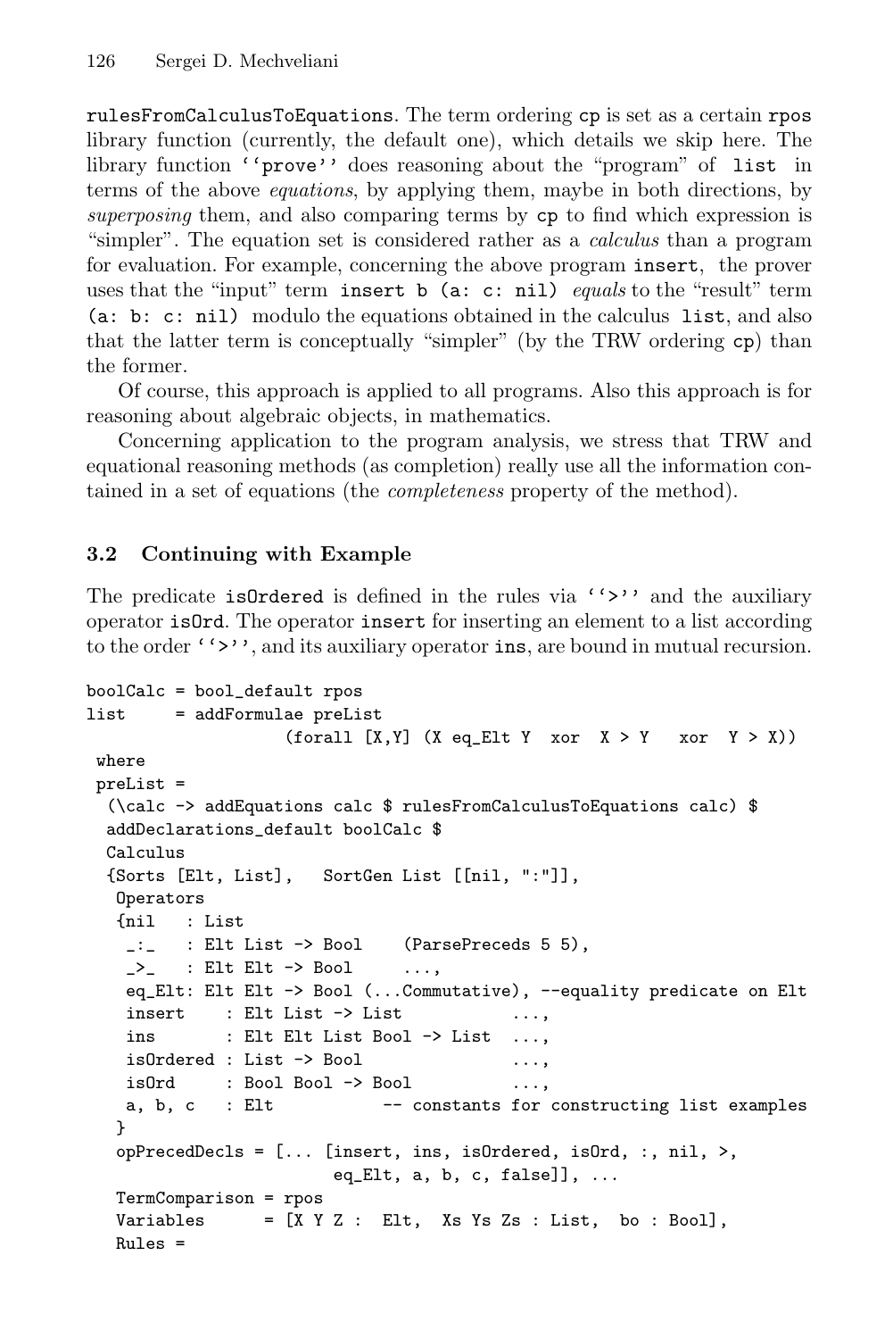rulesFromCalculusToEquations. The term ordering cp is set as a certain rpos library function (currently, the default one), which details we skip here. The library function ''prove'' does reasoning about the "program" of list in terms of the above *equations*, by applying them, maybe in both directions, by *superposing* them, and also comparing terms by cp to find which expression is "simpler". The equation set is considered rather as a *calculus* than a program for evaluation. For example, concerning the above program insert, the prover uses that the "input" term insert b (a: c: nil) *equals* to the "result" term (a: b: c: nil) modulo the equations obtained in the calculus list, and also that the latter term is conceptually "simpler" (by the TRW ordering cp) than the former.

Of course, this approach is applied to all programs. Also this approach is for reasoning about algebraic objects, in mathematics.

Concerning application to the program analysis, we stress that TRW and equational reasoning methods (as completion) really use all the information contained in a set of equations (the *completeness* property of the method).

### 3.2 Continuing with Example

The predicate isOrdered is defined in the rules via ''>'' and the auxiliary operator isOrd. The operator insert for inserting an element to a list according to the order ''>'', and its auxiliary operator ins, are bound in mutual recursion.

```
boolCalc = bool_default rpos
list     = addFormulae preList
                  (forall [X,Y] (X eq_Elt Y  xor  X > Y   xor  Y > X))
 where
 preList =
  (\calc -> addEquations calc $ rulesFromCalculusToEquations calc) $
  addDeclarations_default boolCalc $
  Calculus
  {Sorts [Elt, List],   SortGen List [[nil, ":"]],
   Operators
   {nil   : List
    _:_   : Elt List -> Bool    (ParsePreceds 5 5),
    _>_   : Elt Elt -> Bool     ...,
    eq_Elt: Elt Elt -> Bool (...Commutative), --equality predicate on Elt
    insert    : Elt List -> List            ...,
    ins       : Elt Elt List Bool -> List  ...,
    isOrdered : List -> Bool               ...,
    isOrd     : Bool Bool -> Bool          ...,
    a, b, c   : Elt           -- constants for constructing list examples
   }
   opPrecedDecls = [... [insert, ins, isOrdered, isOrd, :, nil, >,
                      eq_Elt, a, b, c, false]], ...
   TermComparison = rpos
   Variables      = [X Y Z :  Elt,  Xs Ys Zs : List,  bo : Bool],
   Rules =
```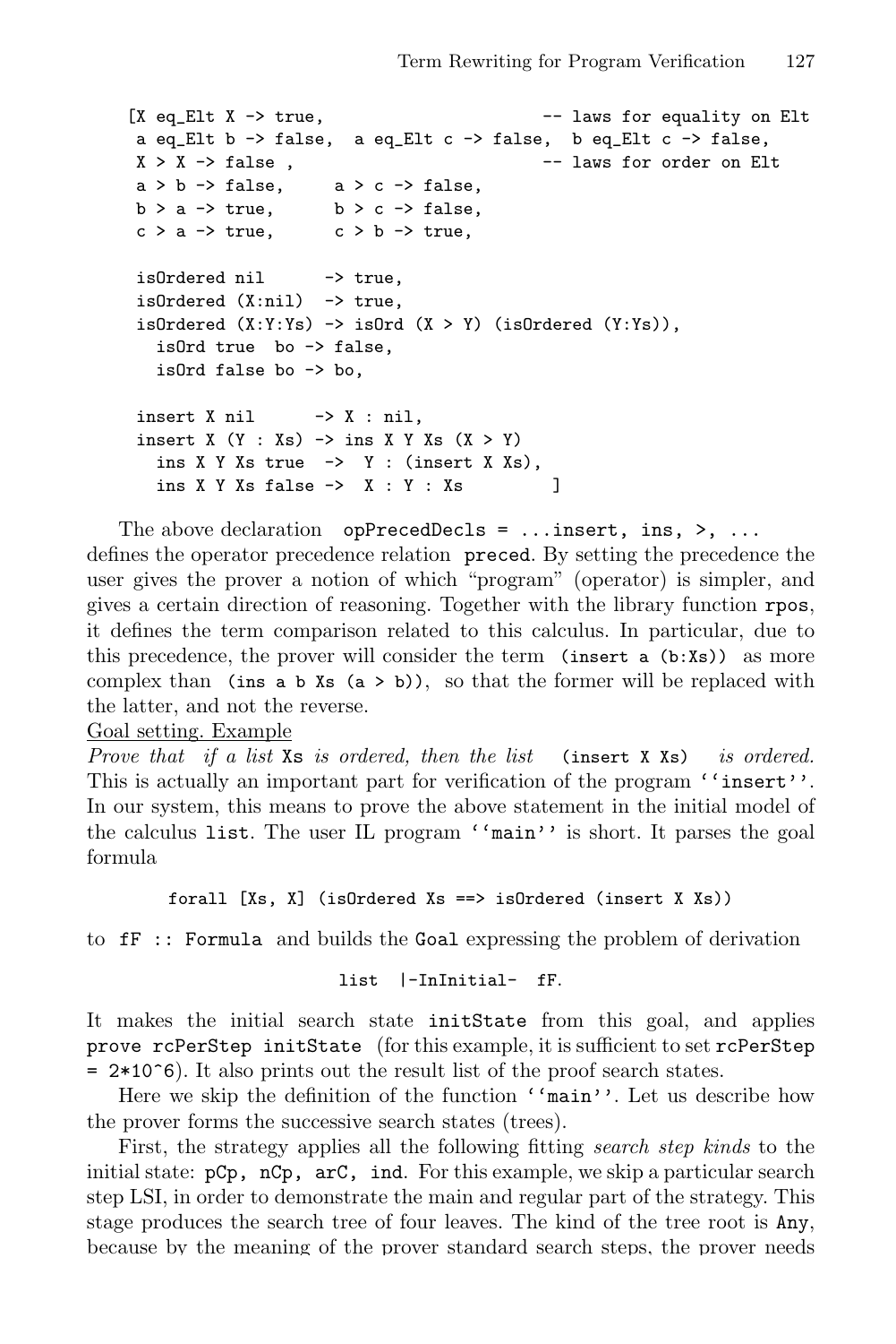```
[X eq_Elt X -> true,                        -- laws for equality on Elt
 a eq_Elt b -> false,  a eq_Elt c -> false,  b eq_Elt c -> false,
 X > X -> false ,                           -- laws for order on Elt
 a > b -> false,     a > c -> false,
 b > a -> true,      b > c -> false,
 c > a -> true,      c > b -> true,

 isOrdered nil      -> true,
 isOrdered (X:nil)  -> true,
 isOrdered (X:Y:Ys) -> isOrd (X > Y) (isOrdered (Y:Ys)),
   isOrd true  bo -> false,
   isOrd false bo -> bo,

 insert X nil      -> X : nil,
 insert X (Y : Xs) -> ins X Y Xs (X > Y)
   ins X Y Xs true  ->  Y : (insert X Xs),
   ins X Y Xs false ->  X : Y : Xs         ]
```

The above declaration `opPrecedDecls = ...insert, ins, >, ...` defines the operator precedence relation `preced`. By setting the precedence the user gives the prover a notion of which "program" (operator) is simpler, and gives a certain direction of reasoning. Together with the library function `rpos`, it defines the term comparison related to this calculus. In particular, due to this precedence, the prover will consider the term `(insert a (b:Xs))` as more complex than `(ins a b Xs (a > b))`, so that the former will be replaced with the latter, and not the reverse.

Goal setting. Example

*Prove that if a list* `Xs` *is ordered, then the list* `(insert X Xs)` *is ordered.* This is actually an important part for verification of the program `''insert''`. In our system, this means to prove the above statement in the initial model of the calculus `list`. The user IL program `''main''` is short. It parses the goal formula

```
forall [Xs, X] (isOrdered Xs ==> isOrdered (insert X Xs))
```

to `fF :: Formula` and builds the `Goal` expressing the problem of derivation

```
list  |-InInitial-  fF.
```

It makes the initial search state `initState` from this goal, and applies `prove rcPerStep initState` (for this example, it is sufficient to set `rcPerStep = 2*10^6`). It also prints out the result list of the proof search states.

Here we skip the definition of the function `''main''`. Let us describe how the prover forms the successive search states (trees).

First, the strategy applies all the following fitting *search step kinds* to the initial state: `pCp, nCp, arC, ind`. For this example, we skip a particular search step LSI, in order to demonstrate the main and regular part of the strategy. This stage produces the search tree of four leaves. The kind of the tree root is `Any`, because by the meaning of the prover standard search steps, the prover needs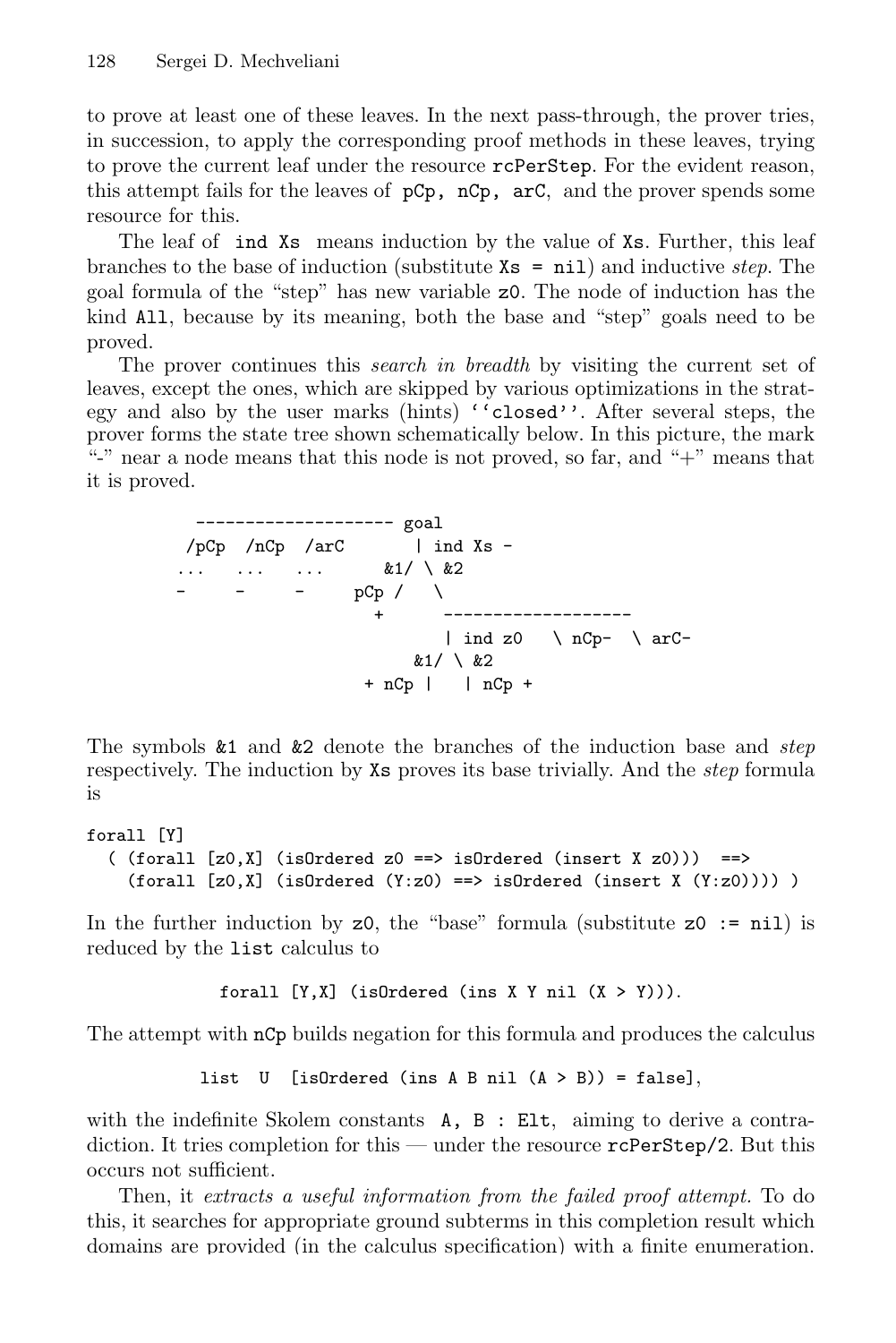to prove at least one of these leaves. In the next pass-through, the prover tries, in succession, to apply the corresponding proof methods in these leaves, trying to prove the current leaf under the resource `rcPerStep`. For the evident reason, this attempt fails for the leaves of `pCp, nCp, arC`, and the prover spends some resource for this.

The leaf of `ind Xs` means induction by the value of `Xs`. Further, this leaf branches to the base of induction (substitute `Xs = nil`) and inductive *step*. The goal formula of the "step" has new variable `z0`. The node of induction has the kind `All`, because by its meaning, both the base and "step" goals need to be proved.

The prover continues this *search in breadth* by visiting the current set of leaves, except the ones, which are skipped by various optimizations in the strategy and also by the user marks (hints) `''closed''`. After several steps, the prover forms the state tree shown schematically below. In this picture, the mark "-" near a node means that this node is not proved, so far, and "+" means that it is proved.

```
   -------------------- goal
  /pCp  /nCp  /arC       | ind Xs -
 ...   ...   ...      &1/ \ &2
 -     -     -     pCp /   \
                     +      -------------------
                            | ind z0   \ nCp-  \ arC-
                         &1/ \ &2
                    + nCp |   | nCp +
```

The symbols `&1` and `&2` denote the branches of the induction base and *step* respectively. The induction by `Xs` proves its base trivially. And the *step* formula is

```
forall [Y]
  ( (forall [z0,X] (isOrdered z0 ==> isOrdered (insert X z0)))  ==>
    (forall [z0,X] (isOrdered (Y:z0) ==> isOrdered (insert X (Y:z0)))) )
```

In the further induction by `z0`, the "base" formula (substitute `z0 := nil`) is reduced by the `list` calculus to

```
forall [Y,X] (isOrdered (ins X Y nil (X > Y))).
```

The attempt with `nCp` builds negation for this formula and produces the calculus

```
list  U  [isOrdered (ins A B nil (A > B)) = false],
```

with the indefinite Skolem constants `A, B : Elt`, aiming to derive a contradiction. It tries completion for this — under the resource `rcPerStep/2`. But this occurs not sufficient.

Then, it *extracts a useful information from the failed proof attempt.* To do this, it searches for appropriate ground subterms in this completion result which domains are provided (in the calculus specification) with a finite enumeration.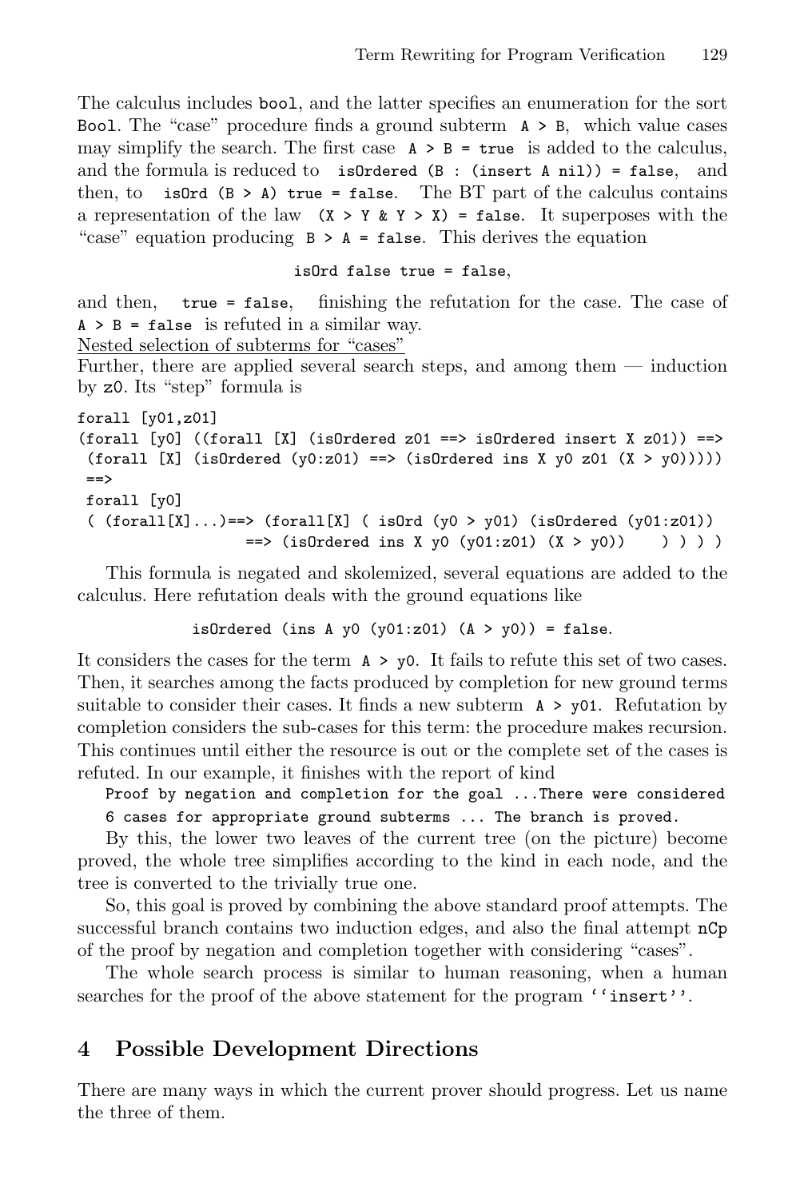The calculus includes `bool`, and the latter specifies an enumeration for the sort `Bool`. The "case" procedure finds a ground subterm `A > B`, which value cases may simplify the search. The first case `A > B = true` is added to the calculus, and the formula is reduced to `isOrdered (B : (insert A nil)) = false`, and then, to `isOrd (B > A) true = false`. The BT part of the calculus contains a representation of the law `(X > Y & Y > X) = false`. It superposes with the "case" equation producing `B > A = false`. This derives the equation

```
isOrd false true = false,
```

and then, `true = false`, finishing the refutation for the case. The case of `A > B = false` is refuted in a similar way.

Nested selection of subterms for "cases"

Further, there are applied several search steps, and among them — induction by `z0`. Its "step" formula is

```
forall [y01,z01]
(forall [y0] ((forall [X] (isOrdered z01 ==> isOrdered insert X z01)) ==>
 (forall [X] (isOrdered (y0:z01) ==> (isOrdered ins X y0 z01 (X > y0)))))
 ==>
 forall [y0]
 ( (forall[X]...)==> (forall[X] ( isOrd (y0 > y01) (isOrdered (y01:z01))
                  ==> (isOrdered ins X y0 (y01:z01) (X > y0))    ) ) ) )
```

This formula is negated and skolemized, several equations are added to the calculus. Here refutation deals with the ground equations like

```
isOrdered (ins A y0 (y01:z01) (A > y0)) = false.
```

It considers the cases for the term `A > y0`. It fails to refute this set of two cases. Then, it searches among the facts produced by completion for new ground terms suitable to consider their cases. It finds a new subterm `A > y01`. Refutation by completion considers the sub-cases for this term: the procedure makes recursion. This continues until either the resource is out or the complete set of the cases is refuted. In our example, it finishes with the report of kind

```
Proof by negation and completion for the goal ...There were considered
6 cases for appropriate ground subterms ... The branch is proved.
```

By this, the lower two leaves of the current tree (on the picture) become proved, the whole tree simplifies according to the kind in each node, and the tree is converted to the trivially true one.

So, this goal is proved by combining the above standard proof attempts. The successful branch contains two induction edges, and also the final attempt `nCp` of the proof by negation and completion together with considering "cases".

The whole search process is similar to human reasoning, when a human searches for the proof of the above statement for the program `''insert''`.

## 4 Possible Development Directions

There are many ways in which the current prover should progress. Let us name the three of them.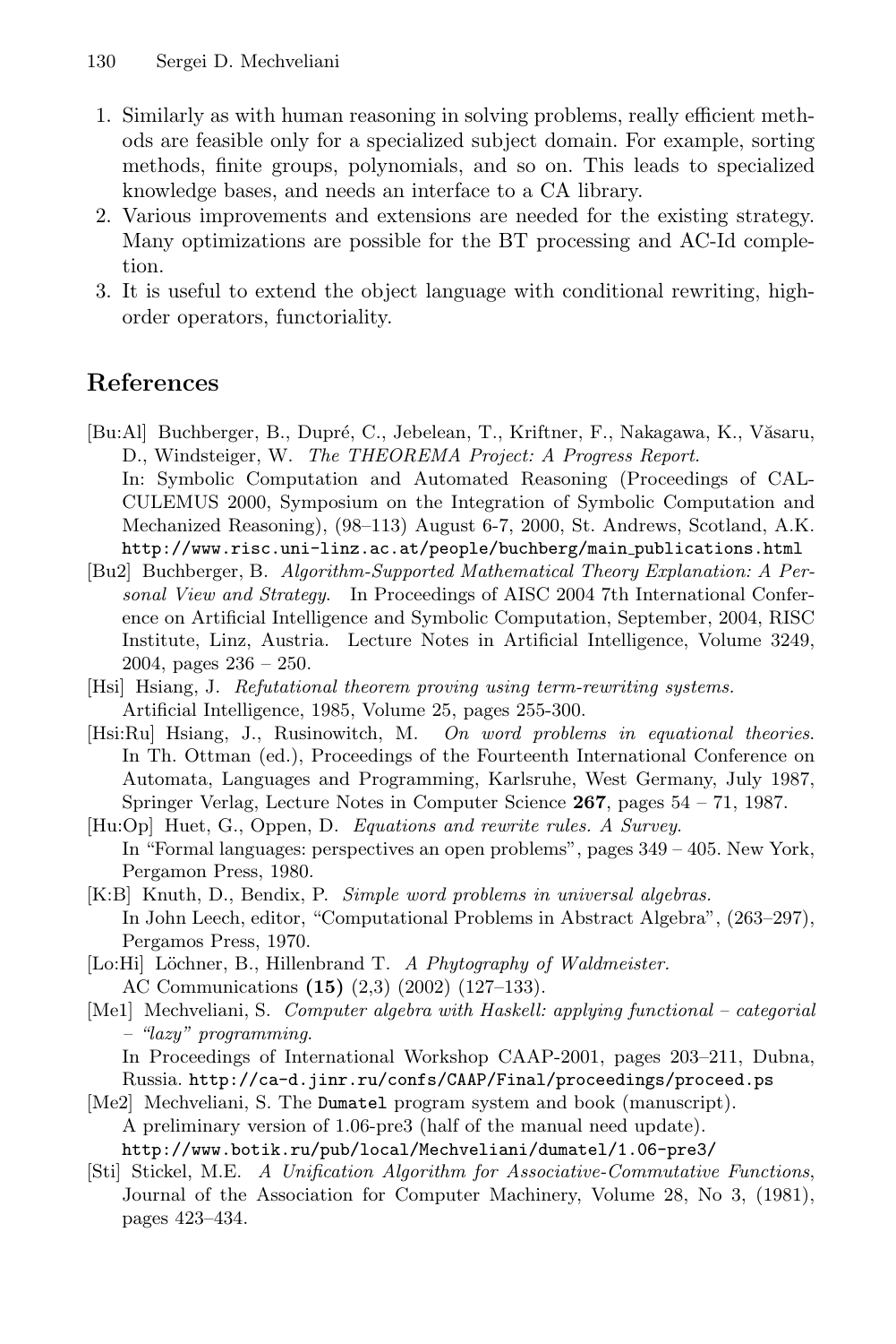1. Similarly as with human reasoning in solving problems, really efficient methods are feasible only for a specialized subject domain. For example, sorting methods, finite groups, polynomials, and so on. This leads to specialized knowledge bases, and needs an interface to a CA library.
2. Various improvements and extensions are needed for the existing strategy. Many optimizations are possible for the BT processing and AC-Id completion.
3. It is useful to extend the object language with conditional rewriting, high-order operators, functoriality.

## References

[Bu:Al] Buchberger, B., Dupré, C., Jebelean, T., Kriftner, F., Nakagawa, K., Văsaru, D., Windsteiger, W. *The THEOREMA Project: A Progress Report.* In: Symbolic Computation and Automated Reasoning (Proceedings of CALCULEMUS 2000, Symposium on the Integration of Symbolic Computation and Mechanized Reasoning), (98–113) August 6-7, 2000, St. Andrews, Scotland, A.K. `http://www.risc.uni-linz.ac.at/people/buchberg/main_publications.html`

[Bu2] Buchberger, B. *Algorithm-Supported Mathematical Theory Explanation: A Personal View and Strategy.* In Proceedings of AISC 2004 7th International Conference on Artificial Intelligence and Symbolic Computation, September, 2004, RISC Institute, Linz, Austria. Lecture Notes in Artificial Intelligence, Volume 3249, 2004, pages 236 – 250.

[Hsi] Hsiang, J. *Refutational theorem proving using term-rewriting systems.* Artificial Intelligence, 1985, Volume 25, pages 255-300.

[Hsi:Ru] Hsiang, J., Rusinowitch, M. *On word problems in equational theories.* In Th. Ottman (ed.), Proceedings of the Fourteenth International Conference on Automata, Languages and Programming, Karlsruhe, West Germany, July 1987, Springer Verlag, Lecture Notes in Computer Science **267**, pages 54 – 71, 1987.

[Hu:Op] Huet, G., Oppen, D. *Equations and rewrite rules. A Survey.* In "Formal languages: perspectives an open problems", pages 349 – 405. New York, Pergamon Press, 1980.

[K:B] Knuth, D., Bendix, P. *Simple word problems in universal algebras.* In John Leech, editor, "Computational Problems in Abstract Algebra", (263–297), Pergamos Press, 1970.

[Lo:Hi] Löchner, B., Hillenbrand T. *A Phytography of Waldmeister.* AC Communications **(15)** (2,3) (2002) (127–133).

[Me1] Mechveliani, S. *Computer algebra with Haskell: applying functional – categorial – "lazy" programming.* In Proceedings of International Workshop CAAP-2001, pages 203–211, Dubna, Russia. `http://ca-d.jinr.ru/confs/CAAP/Final/proceedings/proceed.ps`

[Me2] Mechveliani, S. The `Dumatel` program system and book (manuscript). A preliminary version of 1.06-pre3 (half of the manual need update). `http://www.botik.ru/pub/local/Mechveliani/dumatel/1.06-pre3/`

[Sti] Stickel, M.E. *A Unification Algorithm for Associative-Commutative Functions*, Journal of the Association for Computer Machinery, Volume 28, No 3, (1981), pages 423–434.